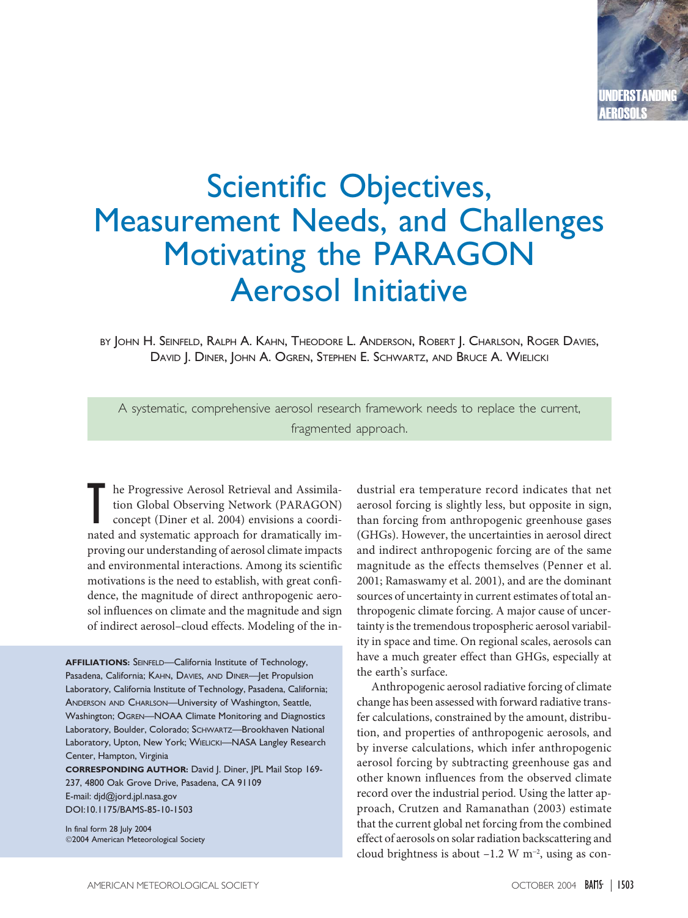# Scientific Objectives, Measurement Needs, and Challenges Motivating the PARAGON Aerosol Initiative

BY JOHN H. SEINFELD, RALPH A. KAHN, THEODORE L. ANDERSON, ROBERT J. CHARLSON, ROGER DAVIES, DAVID J. DINER, JOHN A. OGREN, STEPHEN E. SCHWARTZ, AND BRUCE A. WIELICKI

A systematic, comprehensive aerosol research framework needs to replace the current, fragmented approach.

The Progressive Aerosol Retrieval and Assimilation Global Observing Network (PARAGON) concept (Diner et al. 2004) envisions a coordinated and systematic approach for dramatically improving our understanding of aerosol climate impacts and environmental interactions. Among its scientific motivations is the need to establish, with great confidence, the magnitude of direct anthropogenic aerosol influences on climate and the magnitude and sign of indirect aerosol–cloud effects. Modeling of the industrial era temperature record indicates that net aerosol forcing is slightly less, but opposite in sign, than forcing from anthropogenic greenhouse gases (GHGs). However, the uncertainties in aerosol direct and indirect anthropogenic forcing are of the same magnitude as the effects themselves (Penner et al. 2001; Ramaswamy et al. 2001), and are the dominant sources of uncertainty in current estimates of total anthropogenic climate forcing. A major cause of uncertainty is the tremendous tropospheric aerosol variability in space and time. On regional scales, aerosols can have a much greater effect than GHGs, especially at the earth's surface.

Anthropogenic aerosol radiative forcing of climate change has been assessed with forward radiative transfer calculations, constrained by the amount, distribution, and properties of anthropogenic aerosols, and by inverse calculations, which infer anthropogenic aerosol forcing by subtracting greenhouse gas and other known influences from the observed climate record over the industrial period. Using the latter approach, Crutzen and Ramanathan (2003) estimate that the current global net forcing from the combined effect of aerosols on solar radiation backscattering and cloud brightness is about $-1.2$ W $m^{-2}$, using as con-

**AFFILIATIONS:** SEINFELD—California Institute of Technology, Pasadena, California; KAHN, DAVIES, AND DINER—Jet Propulsion Laboratory, California Institute of Technology, Pasadena, California; ANDERSON AND CHARLSON—University of Washington, Seattle, Washington; OGREN—NOAA Climate Monitoring and Diagnostics Laboratory, Boulder, Colorado; SCHWARTZ—Brookhaven National Laboratory, Upton, New York; WIELICKI—NASA Langley Research Center, Hampton, Virginia

**CORRESPONDING AUTHOR:** David J. Diner, JPL Mail Stop 169-237, 4800 Oak Grove Drive, Pasadena, CA 91109
E-mail: djd@jord.jpl.nasa.gov
DOI:10.1175/BAMS-85-10-1503

In final form 28 July 2004
©2004 American Meteorological Society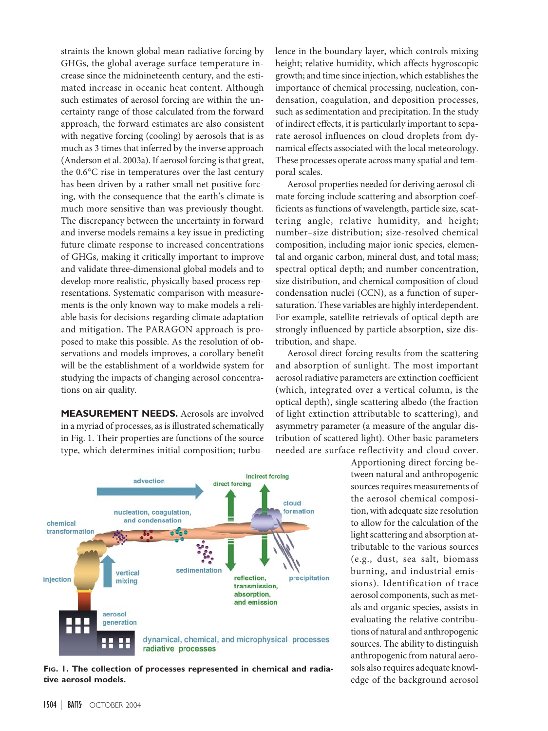straints the known global mean radiative forcing by GHGs, the global average surface temperature increase since the midnineteenth century, and the estimated increase in oceanic heat content. Although such estimates of aerosol forcing are within the uncertainty range of those calculated from the forward approach, the forward estimates are also consistent with negative forcing (cooling) by aerosols that is as much as 3 times that inferred by the inverse approach (Anderson et al. 2003a). If aerosol forcing is that great, the 0.6°C rise in temperatures over the last century has been driven by a rather small net positive forcing, with the consequence that the earth's climate is much more sensitive than was previously thought. The discrepancy between the uncertainty in forward and inverse models remains a key issue in predicting future climate response to increased concentrations of GHGs, making it critically important to improve and validate three-dimensional global models and to develop more realistic, physically based process representations. Systematic comparison with measurements is the only known way to make models a reliable basis for decisions regarding climate adaptation and mitigation. The PARAGON approach is proposed to make this possible. As the resolution of observations and models improves, a corollary benefit will be the establishment of a worldwide system for studying the impacts of changing aerosol concentrations on air quality.

**MEASUREMENT NEEDS.** Aerosols are involved in a myriad of processes, as is illustrated schematically in Fig. 1. Their properties are functions of the source type, which determines initial composition; turbulence in the boundary layer, which controls mixing height; relative humidity, which affects hygroscopic growth; and time since injection, which establishes the importance of chemical processing, nucleation, condensation, coagulation, and deposition processes, such as sedimentation and precipitation. In the study of indirect effects, it is particularly important to separate aerosol influences on cloud droplets from dynamical effects associated with the local meteorology. These processes operate across many spatial and temporal scales.

Aerosol properties needed for deriving aerosol climate forcing include scattering and absorption coefficients as functions of wavelength, particle size, scattering angle, relative humidity, and height; number–size distribution; size-resolved chemical composition, including major ionic species, elemental and organic carbon, mineral dust, and total mass; spectral optical depth; and number concentration, size distribution, and chemical composition of cloud condensation nuclei (CCN), as a function of supersaturation. These variables are highly interdependent. For example, satellite retrievals of optical depth are strongly influenced by particle absorption, size distribution, and shape.

Aerosol direct forcing results from the scattering and absorption of sunlight. The most important aerosol radiative parameters are extinction coefficient (which, integrated over a vertical column, is the optical depth), single scattering albedo (the fraction of light extinction attributable to scattering), and asymmetry parameter (a measure of the angular distribution of scattered light). Other basic parameters needed are surface reflectivity and cloud cover. Apportioning direct forcing between natural and anthropogenic sources requires measurements of the aerosol chemical composition, with adequate size resolution to allow for the calculation of the light scattering and absorption attributable to the various sources (e.g., dust, sea salt, biomass burning, and industrial emissions). Identification of trace aerosol components, such as metals and organic species, assists in evaluating the relative contributions of natural and anthropogenic sources. The ability to distinguish anthropogenic from natural aerosols also requires adequate knowledge of the background aerosol

advection
indirect forcing
direct forcing
cloud formation
nucleation, coagulation, and condensation
chemical transformation
injection
vertical mixing
sedimentation
reflection, transmission, absorption, and emission
precipitation
aerosol generation
dynamical, chemical, and microphysical processes
radiative processes

**Fig. 1. The collection of processes represented in chemical and radiative aerosol models.**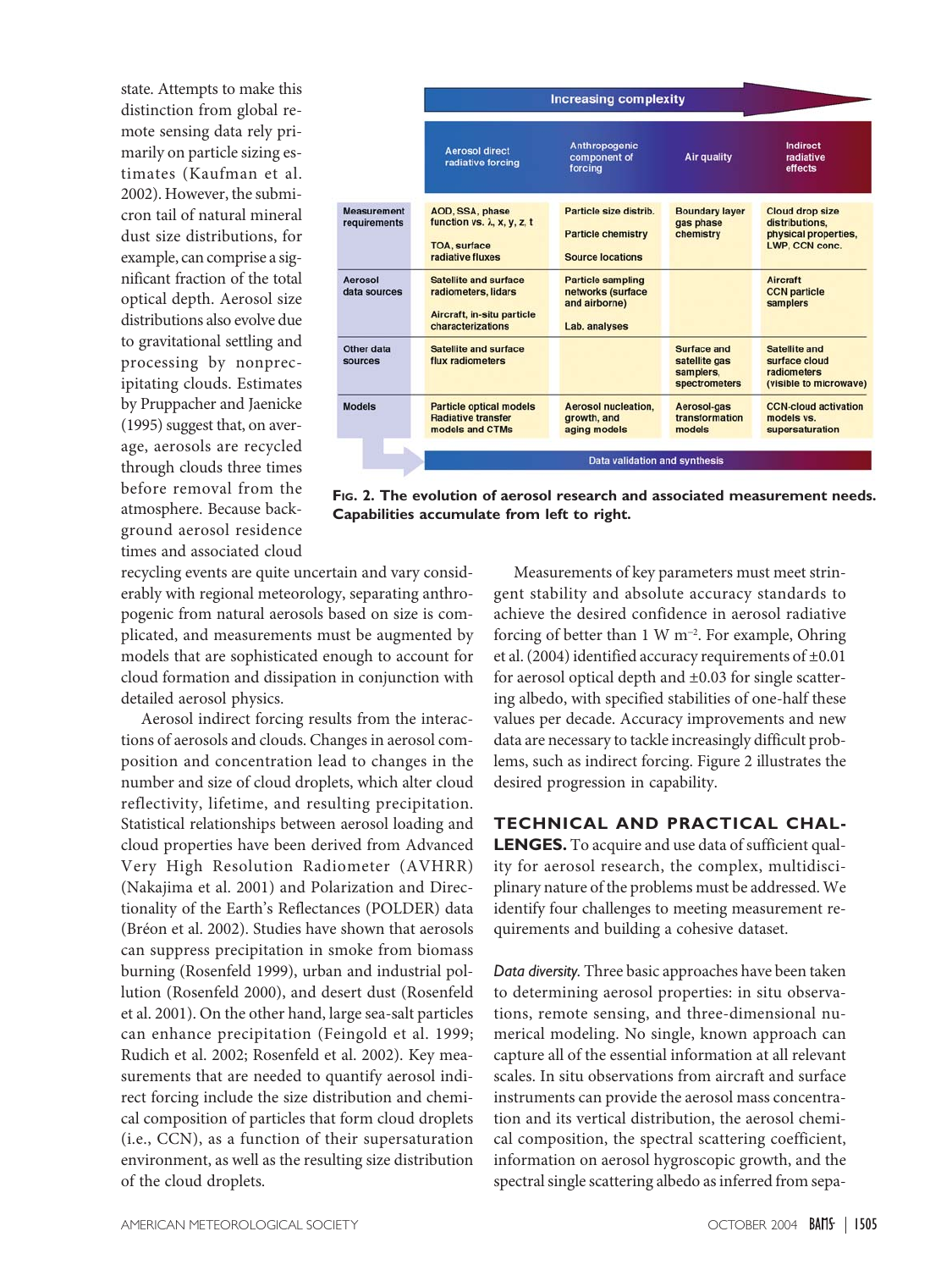state. Attempts to make this distinction from global remote sensing data rely primarily on particle sizing estimates (Kaufman et al. 2002). However, the submicron tail of natural mineral dust size distributions, for example, can comprise a significant fraction of the total optical depth. Aerosol size distributions also evolve due to gravitational settling and processing by nonprecipitating clouds. Estimates by Pruppacher and Jaenicke (1995) suggest that, on average, aerosols are recycled through clouds three times before removal from the atmosphere. Because background aerosol residence times and associated cloud recycling events are quite uncertain and vary considerably with regional meteorology, separating anthropogenic from natural aerosols based on size is complicated, and measurements must be augmented by models that are sophisticated enough to account for cloud formation and dissipation in conjunction with detailed aerosol physics.

Increasing complexity →

| | Aerosol direct radiative forcing | Anthropogenic component of forcing | Air quality | Indirect radiative effects |
|---|---|---|---|---|
| Measurement requirements | AOD, SSA, phase function vs. $\lambda$, x, y, z, t<br>TOA, surface radiative fluxes | Particle size distrib.<br>Particle chemistry<br>Source locations | Boundary layer gas phase chemistry | Cloud drop size distributions, physical properties, LWP, CCN conc. |
| Aerosol data sources | Satellite and surface radiometers, lidars<br>Aircraft, in-situ particle characterizations | Particle sampling networks (surface and airborne)<br>Lab. analyses | | Aircraft CCN particle samplers |
| Other data sources | Satellite and surface flux radiometers | | Surface and satellite gas samplers, spectrometers | Satellite and surface cloud radiometers (visible to microwave) |
| Models | Particle optical models Radiative transfer models and CTMs | Aerosol nucleation, growth, and aging models | Aerosol-gas transformation models | CCN-cloud activation models vs. supersaturation |

Data validation and synthesis

**Fig. 2. The evolution of aerosol research and associated measurement needs. Capabilities accumulate from left to right.**

Aerosol indirect forcing results from the interactions of aerosols and clouds. Changes in aerosol composition and concentration lead to changes in the number and size of cloud droplets, which alter cloud reflectivity, lifetime, and resulting precipitation. Statistical relationships between aerosol loading and cloud properties have been derived from Advanced Very High Resolution Radiometer (AVHRR) (Nakajima et al. 2001) and Polarization and Directionality of the Earth's Reflectances (POLDER) data (Bréon et al. 2002). Studies have shown that aerosols can suppress precipitation in smoke from biomass burning (Rosenfeld 1999), urban and industrial pollution (Rosenfeld 2000), and desert dust (Rosenfeld et al. 2001). On the other hand, large sea-salt particles can enhance precipitation (Feingold et al. 1999; Rudich et al. 2002; Rosenfeld et al. 2002). Key measurements that are needed to quantify aerosol indirect forcing include the size distribution and chemical composition of particles that form cloud droplets (i.e., CCN), as a function of their supersaturation environment, as well as the resulting size distribution of the cloud droplets.

Measurements of key parameters must meet stringent stability and absolute accuracy standards to achieve the desired confidence in aerosol radiative forcing of better than 1 W m$^{-2}$. For example, Ohring et al. (2004) identified accuracy requirements of ±0.01 for aerosol optical depth and ±0.03 for single scattering albedo, with specified stabilities of one-half these values per decade. Accuracy improvements and new data are necessary to tackle increasingly difficult problems, such as indirect forcing. Figure 2 illustrates the desired progression in capability.

**TECHNICAL AND PRACTICAL CHALLENGES.** To acquire and use data of sufficient quality for aerosol research, the complex, multidisciplinary nature of the problems must be addressed. We identify four challenges to meeting measurement requirements and building a cohesive dataset.

*Data diversity.* Three basic approaches have been taken to determining aerosol properties: in situ observations, remote sensing, and three-dimensional numerical modeling. No single, known approach can capture all of the essential information at all relevant scales. In situ observations from aircraft and surface instruments can provide the aerosol mass concentration and its vertical distribution, the aerosol chemical composition, the spectral scattering coefficient, information on aerosol hygroscopic growth, and the spectral single scattering albedo as inferred from sepa-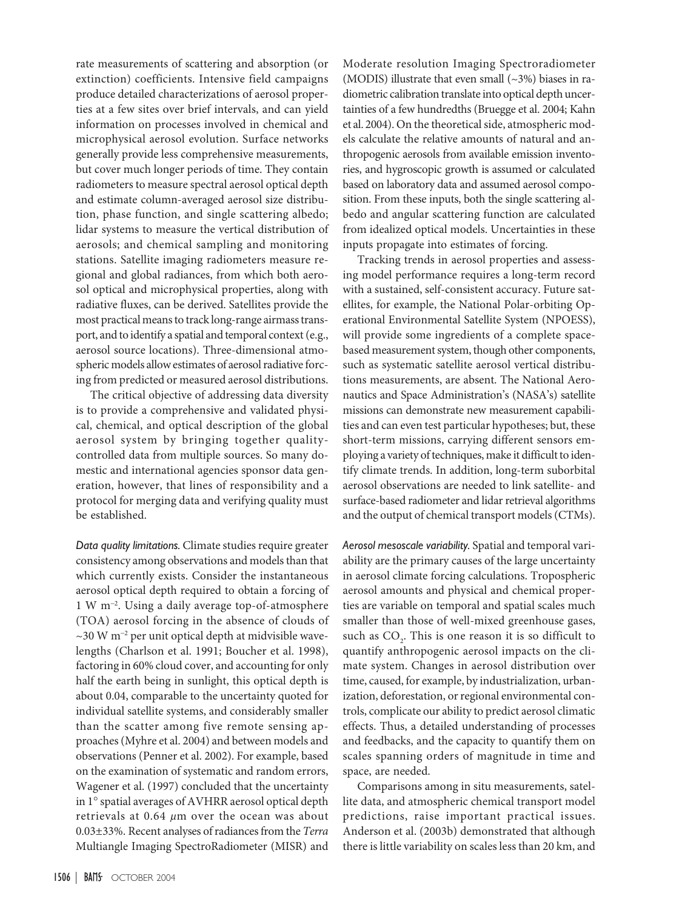rate measurements of scattering and absorption (or extinction) coefficients. Intensive field campaigns produce detailed characterizations of aerosol properties at a few sites over brief intervals, and can yield information on processes involved in chemical and microphysical aerosol evolution. Surface networks generally provide less comprehensive measurements, but cover much longer periods of time. They contain radiometers to measure spectral aerosol optical depth and estimate column-averaged aerosol size distribution, phase function, and single scattering albedo; lidar systems to measure the vertical distribution of aerosols; and chemical sampling and monitoring stations. Satellite imaging radiometers measure regional and global radiances, from which both aerosol optical and microphysical properties, along with radiative fluxes, can be derived. Satellites provide the most practical means to track long-range airmass transport, and to identify a spatial and temporal context (e.g., aerosol source locations). Three-dimensional atmospheric models allow estimates of aerosol radiative forcing from predicted or measured aerosol distributions.

The critical objective of addressing data diversity is to provide a comprehensive and validated physical, chemical, and optical description of the global aerosol system by bringing together quality-controlled data from multiple sources. So many domestic and international agencies sponsor data generation, however, that lines of responsibility and a protocol for merging data and verifying quality must be established.

*Data quality limitations.* Climate studies require greater consistency among observations and models than that which currently exists. Consider the instantaneous aerosol optical depth required to obtain a forcing of 1 W $m^{-2}$. Using a daily average top-of-atmosphere (TOA) aerosol forcing in the absence of clouds of ~30 W $m^{-2}$ per unit optical depth at midvisible wavelengths (Charlson et al. 1991; Boucher et al. 1998), factoring in 60% cloud cover, and accounting for only half the earth being in sunlight, this optical depth is about 0.04, comparable to the uncertainty quoted for individual satellite systems, and considerably smaller than the scatter among five remote sensing approaches (Myhre et al. 2004) and between models and observations (Penner et al. 2002). For example, based on the examination of systematic and random errors, Wagener et al. (1997) concluded that the uncertainty in 1° spatial averages of AVHRR aerosol optical depth retrievals at 0.64 $\mu$m over the ocean was about 0.03±33%. Recent analyses of radiances from the *Terra* Multiangle Imaging SpectroRadiometer (MISR) and Moderate resolution Imaging Spectroradiometer (MODIS) illustrate that even small (~3%) biases in radiometric calibration translate into optical depth uncertainties of a few hundredths (Bruegge et al. 2004; Kahn et al. 2004). On the theoretical side, atmospheric models calculate the relative amounts of natural and anthropogenic aerosols from available emission inventories, and hygroscopic growth is assumed or calculated based on laboratory data and assumed aerosol composition. From these inputs, both the single scattering albedo and angular scattering function are calculated from idealized optical models. Uncertainties in these inputs propagate into estimates of forcing.

Tracking trends in aerosol properties and assessing model performance requires a long-term record with a sustained, self-consistent accuracy. Future satellites, for example, the National Polar-orbiting Operational Environmental Satellite System (NPOESS), will provide some ingredients of a complete space-based measurement system, though other components, such as systematic satellite aerosol vertical distributions measurements, are absent. The National Aeronautics and Space Administration's (NASA's) satellite missions can demonstrate new measurement capabilities and can even test particular hypotheses; but, these short-term missions, carrying different sensors employing a variety of techniques, make it difficult to identify climate trends. In addition, long-term suborbital aerosol observations are needed to link satellite- and surface-based radiometer and lidar retrieval algorithms and the output of chemical transport models (CTMs).

*Aerosol mesoscale variability.* Spatial and temporal variability are the primary causes of the large uncertainty in aerosol climate forcing calculations. Tropospheric aerosol amounts and physical and chemical properties are variable on temporal and spatial scales much smaller than those of well-mixed greenhouse gases, such as $CO_2$. This is one reason it is so difficult to quantify anthropogenic aerosol impacts on the climate system. Changes in aerosol distribution over time, caused, for example, by industrialization, urbanization, deforestation, or regional environmental controls, complicate our ability to predict aerosol climatic effects. Thus, a detailed understanding of processes and feedbacks, and the capacity to quantify them on scales spanning orders of magnitude in time and space, are needed.

Comparisons among in situ measurements, satellite data, and atmospheric chemical transport model predictions, raise important practical issues. Anderson et al. (2003b) demonstrated that although there is little variability on scales less than 20 km, and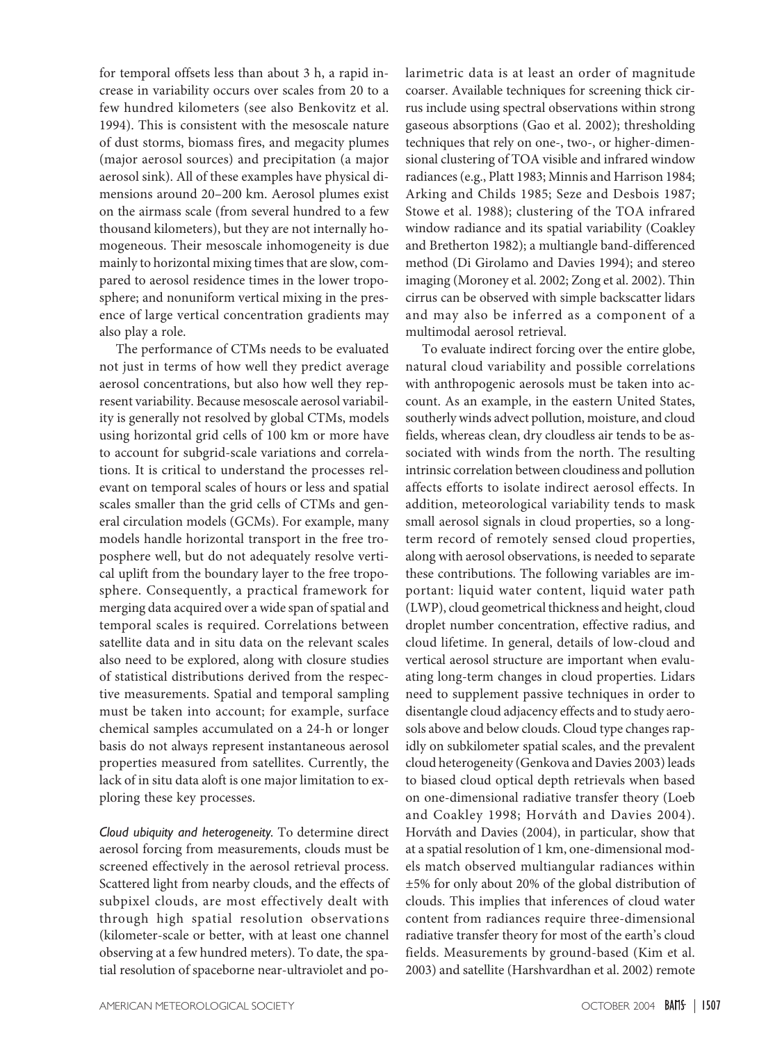for temporal offsets less than about 3 h, a rapid increase in variability occurs over scales from 20 to a few hundred kilometers (see also Benkovitz et al. 1994). This is consistent with the mesoscale nature of dust storms, biomass fires, and megacity plumes (major aerosol sources) and precipitation (a major aerosol sink). All of these examples have physical dimensions around 20–200 km. Aerosol plumes exist on the airmass scale (from several hundred to a few thousand kilometers), but they are not internally homogeneous. Their mesoscale inhomogeneity is due mainly to horizontal mixing times that are slow, compared to aerosol residence times in the lower troposphere; and nonuniform vertical mixing in the presence of large vertical concentration gradients may also play a role.

The performance of CTMs needs to be evaluated not just in terms of how well they predict average aerosol concentrations, but also how well they represent variability. Because mesoscale aerosol variability is generally not resolved by global CTMs, models using horizontal grid cells of 100 km or more have to account for subgrid-scale variations and correlations. It is critical to understand the processes relevant on temporal scales of hours or less and spatial scales smaller than the grid cells of CTMs and general circulation models (GCMs). For example, many models handle horizontal transport in the free troposphere well, but do not adequately resolve vertical uplift from the boundary layer to the free troposphere. Consequently, a practical framework for merging data acquired over a wide span of spatial and temporal scales is required. Correlations between satellite data and in situ data on the relevant scales also need to be explored, along with closure studies of statistical distributions derived from the respective measurements. Spatial and temporal sampling must be taken into account; for example, surface chemical samples accumulated on a 24-h or longer basis do not always represent instantaneous aerosol properties measured from satellites. Currently, the lack of in situ data aloft is one major limitation to exploring these key processes.

*Cloud ubiquity and heterogeneity.* To determine direct aerosol forcing from measurements, clouds must be screened effectively in the aerosol retrieval process. Scattered light from nearby clouds, and the effects of subpixel clouds, are most effectively dealt with through high spatial resolution observations (kilometer-scale or better, with at least one channel observing at a few hundred meters). To date, the spatial resolution of spaceborne near-ultraviolet and polarimetric data is at least an order of magnitude coarser. Available techniques for screening thick cirrus include using spectral observations within strong gaseous absorptions (Gao et al. 2002); thresholding techniques that rely on one-, two-, or higher-dimensional clustering of TOA visible and infrared window radiances (e.g., Platt 1983; Minnis and Harrison 1984; Arking and Childs 1985; Seze and Desbois 1987; Stowe et al. 1988); clustering of the TOA infrared window radiance and its spatial variability (Coakley and Bretherton 1982); a multiangle band-differenced method (Di Girolamo and Davies 1994); and stereo imaging (Moroney et al. 2002; Zong et al. 2002). Thin cirrus can be observed with simple backscatter lidars and may also be inferred as a component of a multimodal aerosol retrieval.

To evaluate indirect forcing over the entire globe, natural cloud variability and possible correlations with anthropogenic aerosols must be taken into account. As an example, in the eastern United States, southerly winds advect pollution, moisture, and cloud fields, whereas clean, dry cloudless air tends to be associated with winds from the north. The resulting intrinsic correlation between cloudiness and pollution affects efforts to isolate indirect aerosol effects. In addition, meteorological variability tends to mask small aerosol signals in cloud properties, so a long-term record of remotely sensed cloud properties, along with aerosol observations, is needed to separate these contributions. The following variables are important: liquid water content, liquid water path (LWP), cloud geometrical thickness and height, cloud droplet number concentration, effective radius, and cloud lifetime. In general, details of low-cloud and vertical aerosol structure are important when evaluating long-term changes in cloud properties. Lidars need to supplement passive techniques in order to disentangle cloud adjacency effects and to study aerosols above and below clouds. Cloud type changes rapidly on subkilometer spatial scales, and the prevalent cloud heterogeneity (Genkova and Davies 2003) leads to biased cloud optical depth retrievals when based on one-dimensional radiative transfer theory (Loeb and Coakley 1998; Horváth and Davies 2004). Horváth and Davies (2004), in particular, show that at a spatial resolution of 1 km, one-dimensional models match observed multiangular radiances within ±5% for only about 20% of the global distribution of clouds. This implies that inferences of cloud water content from radiances require three-dimensional radiative transfer theory for most of the earth's cloud fields. Measurements by ground-based (Kim et al. 2003) and satellite (Harshvardhan et al. 2002) remote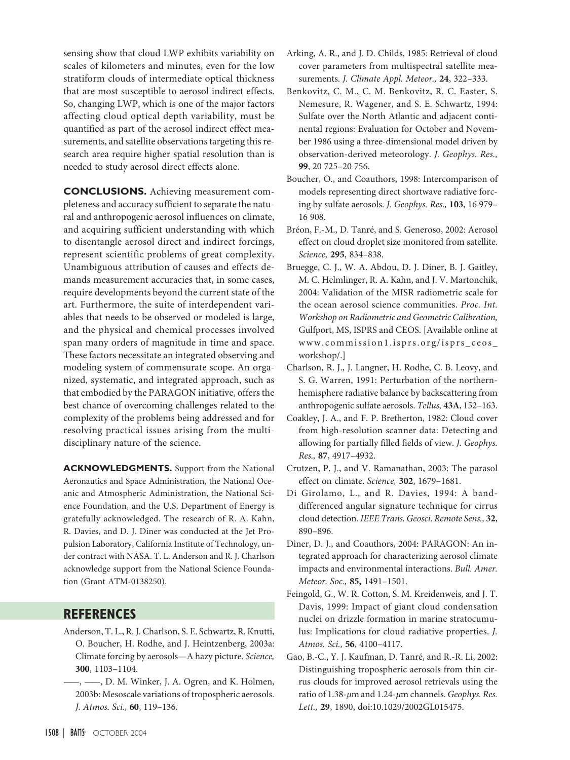sensing show that cloud LWP exhibits variability on scales of kilometers and minutes, even for the low stratiform clouds of intermediate optical thickness that are most susceptible to aerosol indirect effects. So, changing LWP, which is one of the major factors affecting cloud optical depth variability, must be quantified as part of the aerosol indirect effect measurements, and satellite observations targeting this research area require higher spatial resolution than is needed to study aerosol direct effects alone.

**CONCLUSIONS.** Achieving measurement completeness and accuracy sufficient to separate the natural and anthropogenic aerosol influences on climate, and acquiring sufficient understanding with which to disentangle aerosol direct and indirect forcings, represent scientific problems of great complexity. Unambiguous attribution of causes and effects demands measurement accuracies that, in some cases, require developments beyond the current state of the art. Furthermore, the suite of interdependent variables that needs to be observed or modeled is large, and the physical and chemical processes involved span many orders of magnitude in time and space. These factors necessitate an integrated observing and modeling system of commensurate scope. An organized, systematic, and integrated approach, such as that embodied by the PARAGON initiative, offers the best chance of overcoming challenges related to the complexity of the problems being addressed and for resolving practical issues arising from the multidisciplinary nature of the science.

**ACKNOWLEDGMENTS.** Support from the National Aeronautics and Space Administration, the National Oceanic and Atmospheric Administration, the National Science Foundation, and the U.S. Department of Energy is gratefully acknowledged. The research of R. A. Kahn, R. Davies, and D. J. Diner was conducted at the Jet Propulsion Laboratory, California Institute of Technology, under contract with NASA. T. L. Anderson and R. J. Charlson acknowledge support from the National Science Foundation (Grant ATM-0138250).

## REFERENCES

Anderson, T. L., R. J. Charlson, S. E. Schwartz, R. Knutti, O. Boucher, H. Rodhe, and J. Heintzenberg, 2003a: Climate forcing by aerosols—A hazy picture. *Science,* **300**, 1103–1104.

——, ——, D. M. Winker, J. A. Ogren, and K. Holmen, 2003b: Mesoscale variations of tropospheric aerosols. *J. Atmos. Sci.,* **60**, 119–136.

Arking, A. R., and J. D. Childs, 1985: Retrieval of cloud cover parameters from multispectral satellite measurements. *J. Climate Appl. Meteor.,* **24**, 322–333.

Benkovitz, C. M., C. M. Benkovitz, R. C. Easter, S. Nemesure, R. Wagener, and S. E. Schwartz, 1994: Sulfate over the North Atlantic and adjacent continental regions: Evaluation for October and November 1986 using a three-dimensional model driven by observation-derived meteorology. *J. Geophys. Res.,* **99**, 20 725–20 756.

Boucher, O., and Coauthors, 1998: Intercomparison of models representing direct shortwave radiative forcing by sulfate aerosols. *J. Geophys. Res.,* **103**, 16 979–16 908.

Bréon, F.-M., D. Tanré, and S. Generoso, 2002: Aerosol effect on cloud droplet size monitored from satellite. *Science,* **295**, 834–838.

Bruegge, C. J., W. A. Abdou, D. J. Diner, B. J. Gaitley, M. C. Helmlinger, R. A. Kahn, and J. V. Martonchik, 2004: Validation of the MISR radiometric scale for the ocean aerosol science communities. *Proc. Int. Workshop on Radiometric and Geometric Calibration,* Gulfport, MS, ISPRS and CEOS. [Available online at www.commission1.isprs.org/isprs_ceos_workshop/.]

Charlson, R. J., J. Langner, H. Rodhe, C. B. Leovy, and S. G. Warren, 1991: Perturbation of the northern-hemisphere radiative balance by backscattering from anthropogenic sulfate aerosols. *Tellus,* **43A**, 152–163.

Coakley, J. A., and F. P. Bretherton, 1982: Cloud cover from high-resolution scanner data: Detecting and allowing for partially filled fields of view. *J. Geophys. Res.,* **87**, 4917–4932.

Crutzen, P. J., and V. Ramanathan, 2003: The parasol effect on climate. *Science,* **302**, 1679–1681.

Di Girolamo, L., and R. Davies, 1994: A band-differenced angular signature technique for cirrus cloud detection. *IEEE Trans. Geosci. Remote Sens.,* **32**, 890–896.

Diner, D. J., and Coauthors, 2004: PARAGON: An integrated approach for characterizing aerosol climate impacts and environmental interactions. *Bull. Amer. Meteor. Soc.,* **85,** 1491–1501.

Feingold, G., W. R. Cotton, S. M. Kreidenweis, and J. T. Davis, 1999: Impact of giant cloud condensation nuclei on drizzle formation in marine stratocumulus: Implications for cloud radiative properties. *J. Atmos. Sci.,* **56**, 4100–4117.

Gao, B.-C., Y. J. Kaufman, D. Tanré, and R.-R. Li, 2002: Distinguishing tropospheric aerosols from thin cirrus clouds for improved aerosol retrievals using the ratio of 1.38-$\mu$m and 1.24-$\mu$m channels. *Geophys. Res. Lett.,* **29**, 1890, doi:10.1029/2002GL015475.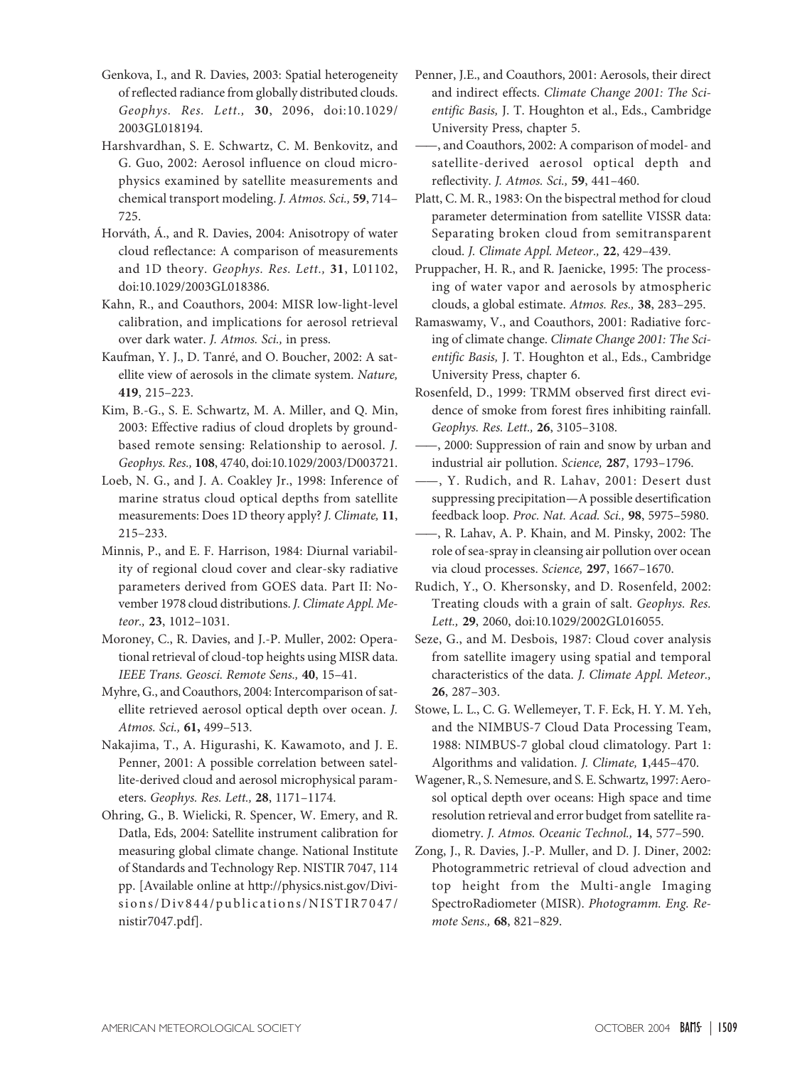Genkova, I., and R. Davies, 2003: Spatial heterogeneity of reflected radiance from globally distributed clouds. *Geophys. Res. Lett.,* **30**, 2096, doi:10.1029/2003GL018194.

Harshvardhan, S. E. Schwartz, C. M. Benkovitz, and G. Guo, 2002: Aerosol influence on cloud microphysics examined by satellite measurements and chemical transport modeling. *J. Atmos. Sci.,* **59**, 714–725.

Horváth, Á., and R. Davies, 2004: Anisotropy of water cloud reflectance: A comparison of measurements and 1D theory. *Geophys. Res. Lett.,* **31**, L01102, doi:10.1029/2003GL018386.

Kahn, R., and Coauthors, 2004: MISR low-light-level calibration, and implications for aerosol retrieval over dark water. *J. Atmos. Sci.,* in press.

Kaufman, Y. J., D. Tanré, and O. Boucher, 2002: A satellite view of aerosols in the climate system. *Nature,* **419**, 215–223.

Kim, B.-G., S. E. Schwartz, M. A. Miller, and Q. Min, 2003: Effective radius of cloud droplets by ground-based remote sensing: Relationship to aerosol. *J. Geophys. Res.,* **108**, 4740, doi:10.1029/2003/D003721.

Loeb, N. G., and J. A. Coakley Jr., 1998: Inference of marine stratus cloud optical depths from satellite measurements: Does 1D theory apply? *J. Climate,* **11**, 215–233.

Minnis, P., and E. F. Harrison, 1984: Diurnal variability of regional cloud cover and clear-sky radiative parameters derived from GOES data. Part II: November 1978 cloud distributions. *J. Climate Appl. Meteor.,* **23**, 1012–1031.

Moroney, C., R. Davies, and J.-P. Muller, 2002: Operational retrieval of cloud-top heights using MISR data. *IEEE Trans. Geosci. Remote Sens.,* **40**, 15–41.

Myhre, G., and Coauthors, 2004: Intercomparison of satellite retrieved aerosol optical depth over ocean. *J. Atmos. Sci.,* **61,** 499–513.

Nakajima, T., A. Higurashi, K. Kawamoto, and J. E. Penner, 2001: A possible correlation between satellite-derived cloud and aerosol microphysical parameters. *Geophys. Res. Lett.,* **28**, 1171–1174.

Ohring, G., B. Wielicki, R. Spencer, W. Emery, and R. Datla, Eds, 2004: Satellite instrument calibration for measuring global climate change. National Institute of Standards and Technology Rep. NISTIR 7047, 114 pp. [Available online at http://physics.nist.gov/Divisions/Div844/publications/NISTIR7047/nistir7047.pdf].

Penner, J.E., and Coauthors, 2001: Aerosols, their direct and indirect effects. *Climate Change 2001: The Scientific Basis,* J. T. Houghton et al., Eds., Cambridge University Press, chapter 5.

——, and Coauthors, 2002: A comparison of model- and satellite-derived aerosol optical depth and reflectivity. *J. Atmos. Sci.,* **59**, 441–460.

Platt, C. M. R., 1983: On the bispectral method for cloud parameter determination from satellite VISSR data: Separating broken cloud from semitransparent cloud. *J. Climate Appl. Meteor.,* **22**, 429–439.

Pruppacher, H. R., and R. Jaenicke, 1995: The processing of water vapor and aerosols by atmospheric clouds, a global estimate. *Atmos. Res.,* **38**, 283–295.

Ramaswamy, V., and Coauthors, 2001: Radiative forcing of climate change. *Climate Change 2001: The Scientific Basis,* J. T. Houghton et al., Eds., Cambridge University Press, chapter 6.

Rosenfeld, D., 1999: TRMM observed first direct evidence of smoke from forest fires inhibiting rainfall. *Geophys. Res. Lett.,* **26**, 3105–3108.

——, 2000: Suppression of rain and snow by urban and industrial air pollution. *Science,* **287**, 1793–1796.

——, Y. Rudich, and R. Lahav, 2001: Desert dust suppressing precipitation—A possible desertification feedback loop. *Proc. Nat. Acad. Sci.,* **98**, 5975–5980.

——, R. Lahav, A. P. Khain, and M. Pinsky, 2002: The role of sea-spray in cleansing air pollution over ocean via cloud processes. *Science,* **297**, 1667–1670.

Rudich, Y., O. Khersonsky, and D. Rosenfeld, 2002: Treating clouds with a grain of salt. *Geophys. Res. Lett.,* **29**, 2060, doi:10.1029/2002GL016055.

Seze, G., and M. Desbois, 1987: Cloud cover analysis from satellite imagery using spatial and temporal characteristics of the data. *J. Climate Appl. Meteor.,* **26**, 287–303.

Stowe, L. L., C. G. Wellemeyer, T. F. Eck, H. Y. M. Yeh, and the NIMBUS-7 Cloud Data Processing Team, 1988: NIMBUS-7 global cloud climatology. Part 1: Algorithms and validation. *J. Climate,* **1**,445–470.

Wagener, R., S. Nemesure, and S. E. Schwartz, 1997: Aerosol optical depth over oceans: High space and time resolution retrieval and error budget from satellite radiometry. *J. Atmos. Oceanic Technol.,* **14**, 577–590.

Zong, J., R. Davies, J.-P. Muller, and D. J. Diner, 2002: Photogrammetric retrieval of cloud advection and top height from the Multi-angle Imaging SpectroRadiometer (MISR). *Photogramm. Eng. Remote Sens.,* **68**, 821–829.